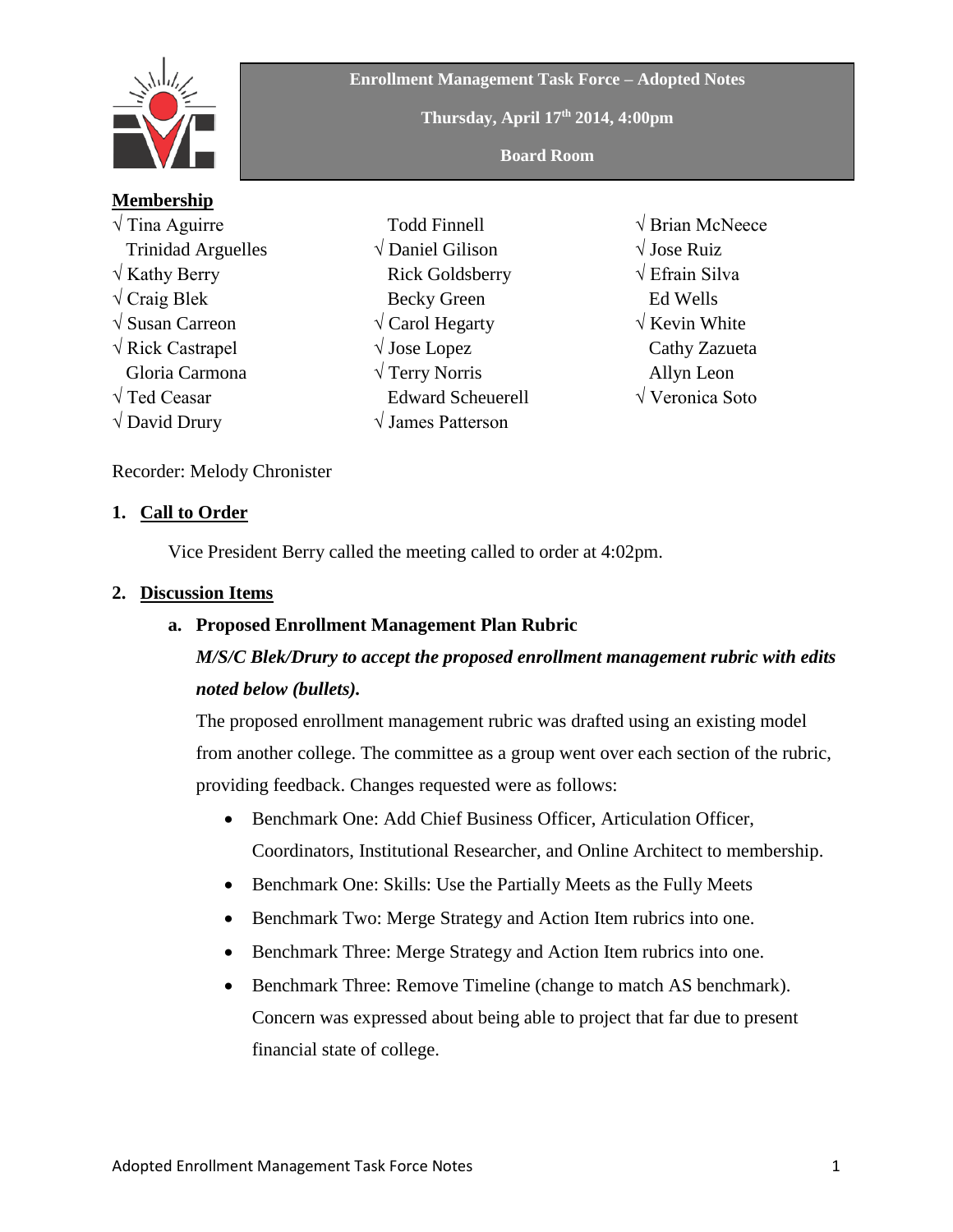**Enrollment Management Task Force – Adopted Notes**

**Thursday, April 17th 2014, 4:00pm**

**Board Room**

**Membership**

√ Tina Aguirre
Trinidad Arguelles
√ Kathy Berry
√ Craig Blek
√ Susan Carreon
√ Rick Castrapel
Gloria Carmona
√ Ted Ceasar
√ David Drury
Todd Finnell
√ Daniel Gilison
Rick Goldsberry
Becky Green
√ Carol Hegarty
√ Jose Lopez
√ Terry Norris
Edward Scheuerell
√ James Patterson
√ Brian McNeece
√ Jose Ruiz
√ Efrain Silva
Ed Wells
√ Kevin White
Cathy Zazueta
Allyn Leon
√ Veronica Soto

Recorder: Melody Chronister

## 1. Call to Order

Vice President Berry called the meeting called to order at 4:02pm.

## 2. Discussion Items

### a. Proposed Enrollment Management Plan Rubric

***M/S/C Blek/Drury to accept the proposed enrollment management rubric with edits noted below (bullets).***

The proposed enrollment management rubric was drafted using an existing model from another college. The committee as a group went over each section of the rubric, providing feedback. Changes requested were as follows:

- Benchmark One: Add Chief Business Officer, Articulation Officer, Coordinators, Institutional Researcher, and Online Architect to membership.
- Benchmark One: Skills: Use the Partially Meets as the Fully Meets
- Benchmark Two: Merge Strategy and Action Item rubrics into one.
- Benchmark Three: Merge Strategy and Action Item rubrics into one.
- Benchmark Three: Remove Timeline (change to match AS benchmark). Concern was expressed about being able to project that far due to present financial state of college.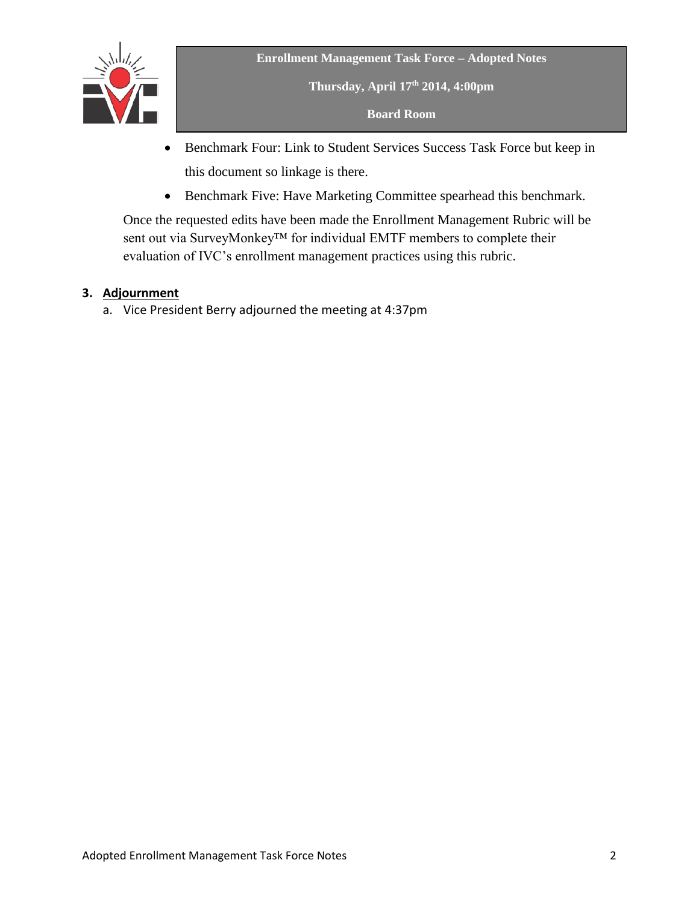- Benchmark Four: Link to Student Services Success Task Force but keep in this document so linkage is there.
- Benchmark Five: Have Marketing Committee spearhead this benchmark.

Once the requested edits have been made the Enrollment Management Rubric will be sent out via SurveyMonkey™ for individual EMTF members to complete their evaluation of IVC's enrollment management practices using this rubric.

**3. Adjournment**

a. Vice President Berry adjourned the meeting at 4:37pm